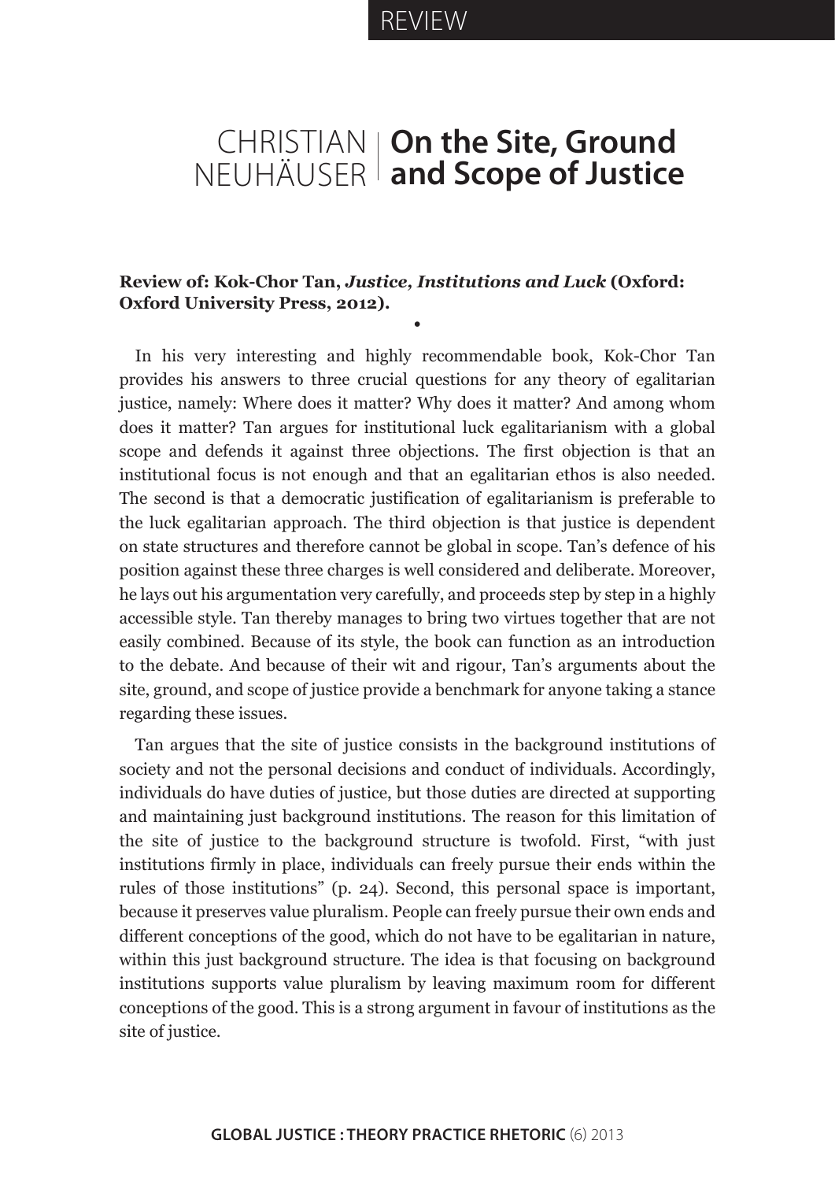REVIEW

CHRISTIAN NEUHÄUSER

# On the Site, Ground and Scope of Justice

**Review of: Kok-Chor Tan, *Justice, Institutions and Luck* (Oxford: Oxford University Press, 2012).**

•

In his very interesting and highly recommendable book, Kok-Chor Tan provides his answers to three crucial questions for any theory of egalitarian justice, namely: Where does it matter? Why does it matter? And among whom does it matter? Tan argues for institutional luck egalitarianism with a global scope and defends it against three objections. The first objection is that an institutional focus is not enough and that an egalitarian ethos is also needed. The second is that a democratic justification of egalitarianism is preferable to the luck egalitarian approach. The third objection is that justice is dependent on state structures and therefore cannot be global in scope. Tan's defence of his position against these three charges is well considered and deliberate. Moreover, he lays out his argumentation very carefully, and proceeds step by step in a highly accessible style. Tan thereby manages to bring two virtues together that are not easily combined. Because of its style, the book can function as an introduction to the debate. And because of their wit and rigour, Tan's arguments about the site, ground, and scope of justice provide a benchmark for anyone taking a stance regarding these issues.

Tan argues that the site of justice consists in the background institutions of society and not the personal decisions and conduct of individuals. Accordingly, individuals do have duties of justice, but those duties are directed at supporting and maintaining just background institutions. The reason for this limitation of the site of justice to the background structure is twofold. First, "with just institutions firmly in place, individuals can freely pursue their ends within the rules of those institutions" (p. 24). Second, this personal space is important, because it preserves value pluralism. People can freely pursue their own ends and different conceptions of the good, which do not have to be egalitarian in nature, within this just background structure. The idea is that focusing on background institutions supports value pluralism by leaving maximum room for different conceptions of the good. This is a strong argument in favour of institutions as the site of justice.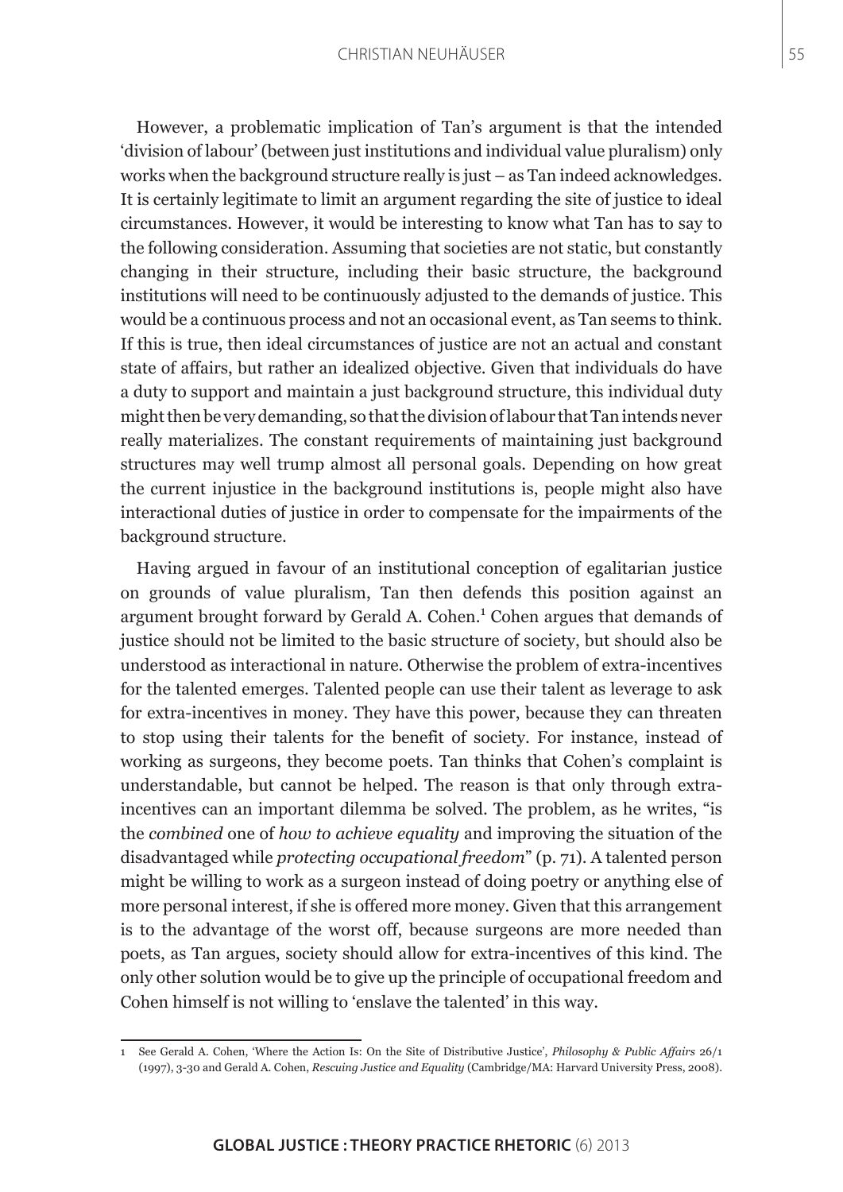However, a problematic implication of Tan's argument is that the intended 'division of labour' (between just institutions and individual value pluralism) only works when the background structure really is just – as Tan indeed acknowledges. It is certainly legitimate to limit an argument regarding the site of justice to ideal circumstances. However, it would be interesting to know what Tan has to say to the following consideration. Assuming that societies are not static, but constantly changing in their structure, including their basic structure, the background institutions will need to be continuously adjusted to the demands of justice. This would be a continuous process and not an occasional event, as Tan seems to think. If this is true, then ideal circumstances of justice are not an actual and constant state of affairs, but rather an idealized objective. Given that individuals do have a duty to support and maintain a just background structure, this individual duty might then be very demanding, so that the division of labour that Tan intends never really materializes. The constant requirements of maintaining just background structures may well trump almost all personal goals. Depending on how great the current injustice in the background institutions is, people might also have interactional duties of justice in order to compensate for the impairments of the background structure.

Having argued in favour of an institutional conception of egalitarian justice on grounds of value pluralism, Tan then defends this position against an argument brought forward by Gerald A. Cohen.[1] Cohen argues that demands of justice should not be limited to the basic structure of society, but should also be understood as interactional in nature. Otherwise the problem of extra-incentives for the talented emerges. Talented people can use their talent as leverage to ask for extra-incentives in money. They have this power, because they can threaten to stop using their talents for the benefit of society. For instance, instead of working as surgeons, they become poets. Tan thinks that Cohen's complaint is understandable, but cannot be helped. The reason is that only through extra-incentives can an important dilemma be solved. The problem, as he writes, "is the *combined* one of *how to achieve equality* and improving the situation of the disadvantaged while *protecting occupational freedom*" (p. 71). A talented person might be willing to work as a surgeon instead of doing poetry or anything else of more personal interest, if she is offered more money. Given that this arrangement is to the advantage of the worst off, because surgeons are more needed than poets, as Tan argues, society should allow for extra-incentives of this kind. The only other solution would be to give up the principle of occupational freedom and Cohen himself is not willing to 'enslave the talented' in this way.

---

1 See Gerald A. Cohen, 'Where the Action Is: On the Site of Distributive Justice', *Philosophy & Public Affairs* 26/1 (1997), 3-30 and Gerald A. Cohen, *Rescuing Justice and Equality* (Cambridge/MA: Harvard University Press, 2008).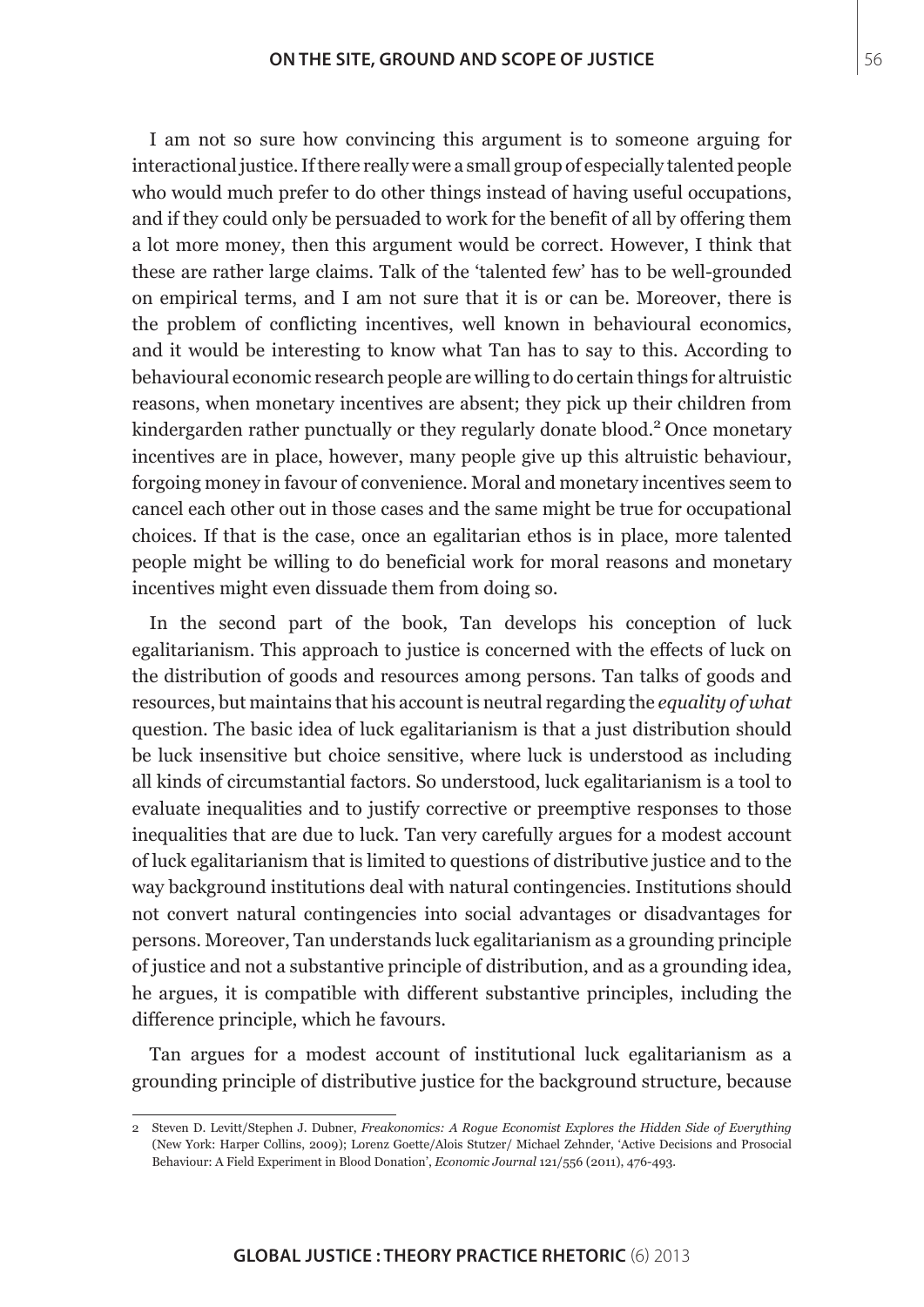I am not so sure how convincing this argument is to someone arguing for interactional justice. If there really were a small group of especially talented people who would much prefer to do other things instead of having useful occupations, and if they could only be persuaded to work for the benefit of all by offering them a lot more money, then this argument would be correct. However, I think that these are rather large claims. Talk of the 'talented few' has to be well-grounded on empirical terms, and I am not sure that it is or can be. Moreover, there is the problem of conflicting incentives, well known in behavioural economics, and it would be interesting to know what Tan has to say to this. According to behavioural economic research people are willing to do certain things for altruistic reasons, when monetary incentives are absent; they pick up their children from kindergarden rather punctually or they regularly donate blood.[2] Once monetary incentives are in place, however, many people give up this altruistic behaviour, forgoing money in favour of convenience. Moral and monetary incentives seem to cancel each other out in those cases and the same might be true for occupational choices. If that is the case, once an egalitarian ethos is in place, more talented people might be willing to do beneficial work for moral reasons and monetary incentives might even dissuade them from doing so.

In the second part of the book, Tan develops his conception of luck egalitarianism. This approach to justice is concerned with the effects of luck on the distribution of goods and resources among persons. Tan talks of goods and resources, but maintains that his account is neutral regarding the *equality of what* question. The basic idea of luck egalitarianism is that a just distribution should be luck insensitive but choice sensitive, where luck is understood as including all kinds of circumstantial factors. So understood, luck egalitarianism is a tool to evaluate inequalities and to justify corrective or preemptive responses to those inequalities that are due to luck. Tan very carefully argues for a modest account of luck egalitarianism that is limited to questions of distributive justice and to the way background institutions deal with natural contingencies. Institutions should not convert natural contingencies into social advantages or disadvantages for persons. Moreover, Tan understands luck egalitarianism as a grounding principle of justice and not a substantive principle of distribution, and as a grounding idea, he argues, it is compatible with different substantive principles, including the difference principle, which he favours.

Tan argues for a modest account of institutional luck egalitarianism as a grounding principle of distributive justice for the background structure, because

---

2 Steven D. Levitt/Stephen J. Dubner, *Freakonomics: A Rogue Economist Explores the Hidden Side of Everything* (New York: Harper Collins, 2009); Lorenz Goette/Alois Stutzer/ Michael Zehnder, 'Active Decisions and Prosocial Behaviour: A Field Experiment in Blood Donation', *Economic Journal* 121/556 (2011), 476-493.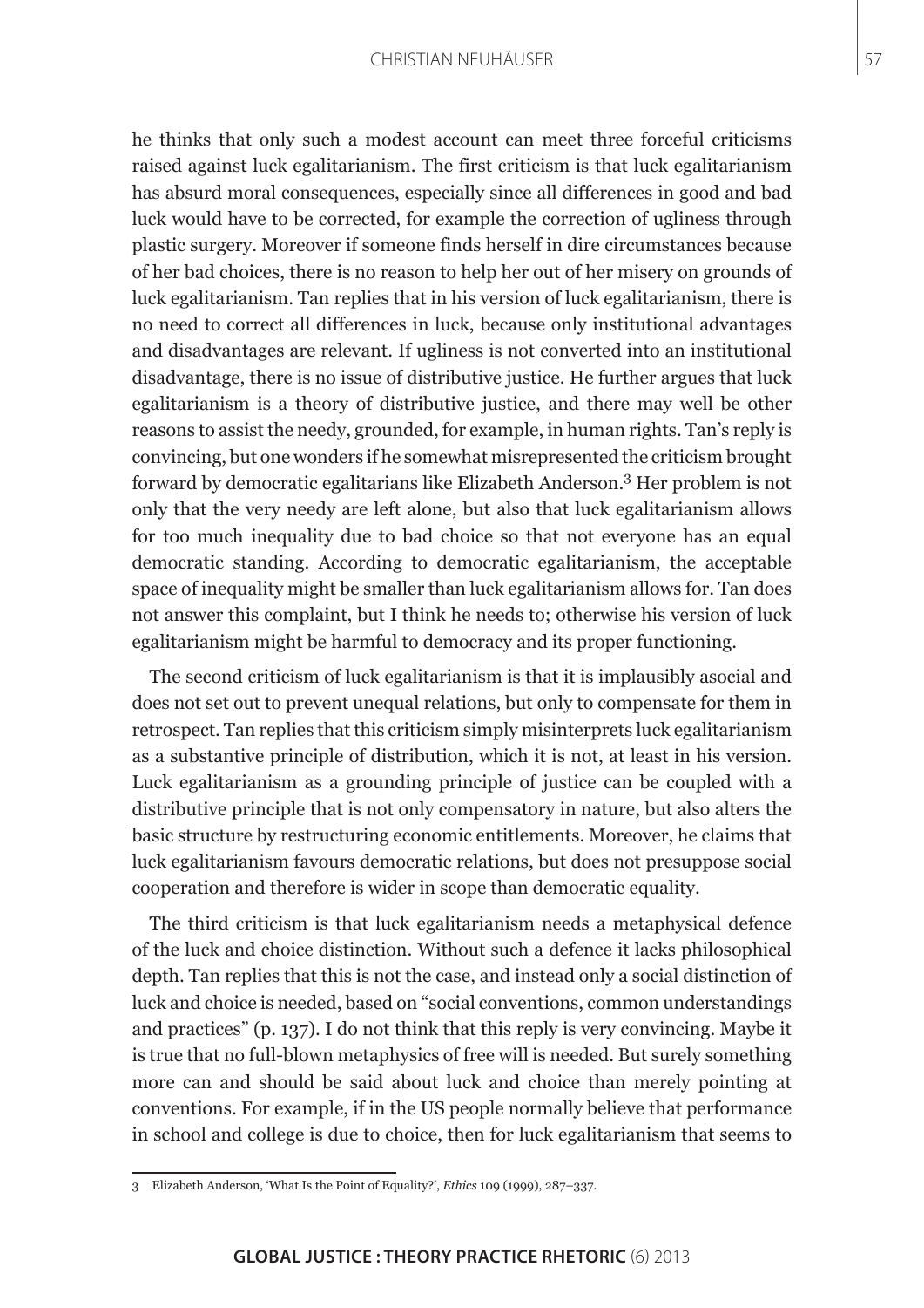he thinks that only such a modest account can meet three forceful criticisms raised against luck egalitarianism. The first criticism is that luck egalitarianism has absurd moral consequences, especially since all differences in good and bad luck would have to be corrected, for example the correction of ugliness through plastic surgery. Moreover if someone finds herself in dire circumstances because of her bad choices, there is no reason to help her out of her misery on grounds of luck egalitarianism. Tan replies that in his version of luck egalitarianism, there is no need to correct all differences in luck, because only institutional advantages and disadvantages are relevant. If ugliness is not converted into an institutional disadvantage, there is no issue of distributive justice. He further argues that luck egalitarianism is a theory of distributive justice, and there may well be other reasons to assist the needy, grounded, for example, in human rights. Tan's reply is convincing, but one wonders if he somewhat misrepresented the criticism brought forward by democratic egalitarians like Elizabeth Anderson.[3] Her problem is not only that the very needy are left alone, but also that luck egalitarianism allows for too much inequality due to bad choice so that not everyone has an equal democratic standing. According to democratic egalitarianism, the acceptable space of inequality might be smaller than luck egalitarianism allows for. Tan does not answer this complaint, but I think he needs to; otherwise his version of luck egalitarianism might be harmful to democracy and its proper functioning.

The second criticism of luck egalitarianism is that it is implausibly asocial and does not set out to prevent unequal relations, but only to compensate for them in retrospect. Tan replies that this criticism simply misinterprets luck egalitarianism as a substantive principle of distribution, which it is not, at least in his version. Luck egalitarianism as a grounding principle of justice can be coupled with a distributive principle that is not only compensatory in nature, but also alters the basic structure by restructuring economic entitlements. Moreover, he claims that luck egalitarianism favours democratic relations, but does not presuppose social cooperation and therefore is wider in scope than democratic equality.

The third criticism is that luck egalitarianism needs a metaphysical defence of the luck and choice distinction. Without such a defence it lacks philosophical depth. Tan replies that this is not the case, and instead only a social distinction of luck and choice is needed, based on "social conventions, common understandings and practices" (p. 137). I do not think that this reply is very convincing. Maybe it is true that no full-blown metaphysics of free will is needed. But surely something more can and should be said about luck and choice than merely pointing at conventions. For example, if in the US people normally believe that performance in school and college is due to choice, then for luck egalitarianism that seems to

3 Elizabeth Anderson, 'What Is the Point of Equality?', *Ethics* 109 (1999), 287–337.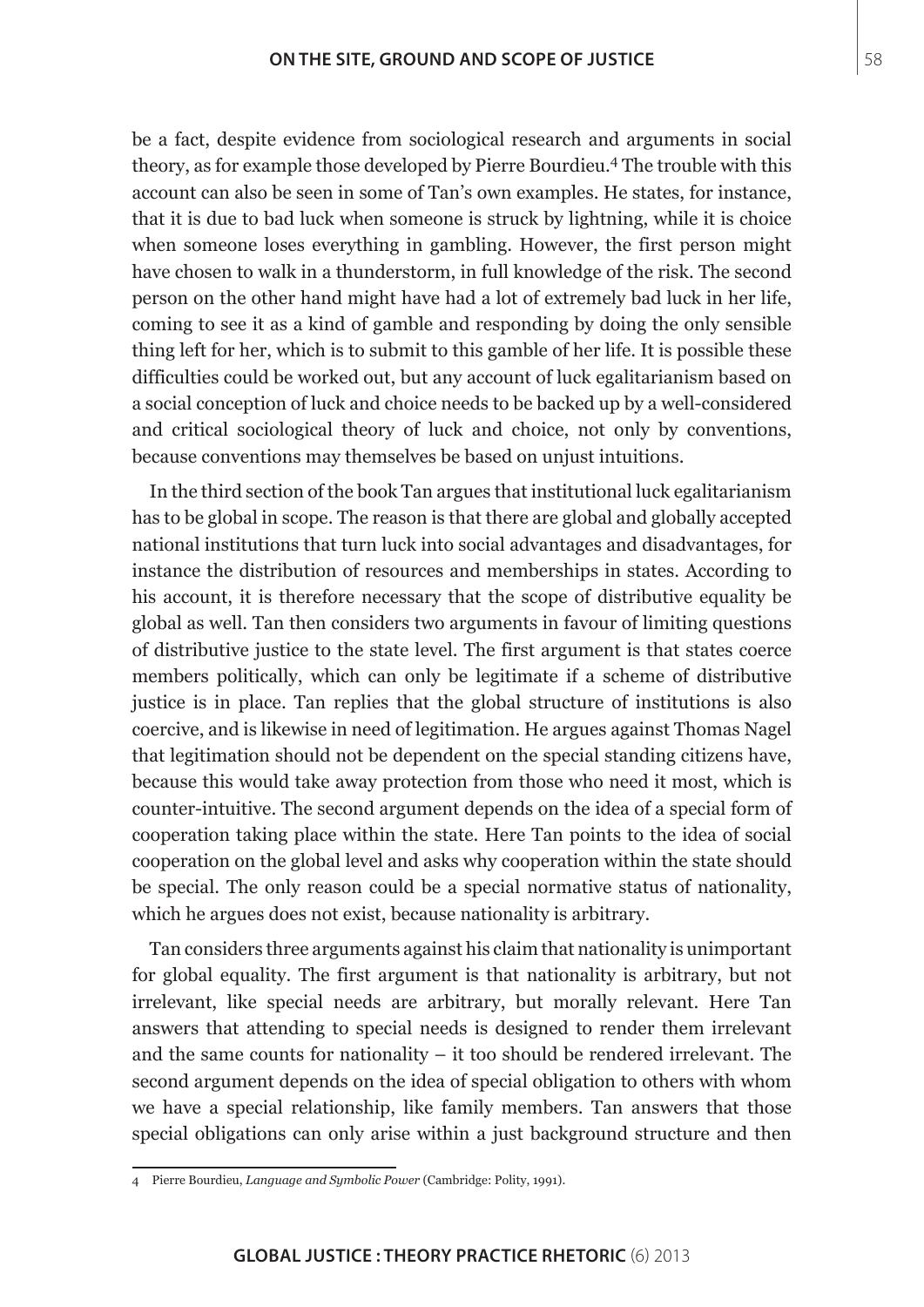be a fact, despite evidence from sociological research and arguments in social theory, as for example those developed by Pierre Bourdieu.[4] The trouble with this account can also be seen in some of Tan's own examples. He states, for instance, that it is due to bad luck when someone is struck by lightning, while it is choice when someone loses everything in gambling. However, the first person might have chosen to walk in a thunderstorm, in full knowledge of the risk. The second person on the other hand might have had a lot of extremely bad luck in her life, coming to see it as a kind of gamble and responding by doing the only sensible thing left for her, which is to submit to this gamble of her life. It is possible these difficulties could be worked out, but any account of luck egalitarianism based on a social conception of luck and choice needs to be backed up by a well-considered and critical sociological theory of luck and choice, not only by conventions, because conventions may themselves be based on unjust intuitions.

In the third section of the book Tan argues that institutional luck egalitarianism has to be global in scope. The reason is that there are global and globally accepted national institutions that turn luck into social advantages and disadvantages, for instance the distribution of resources and memberships in states. According to his account, it is therefore necessary that the scope of distributive equality be global as well. Tan then considers two arguments in favour of limiting questions of distributive justice to the state level. The first argument is that states coerce members politically, which can only be legitimate if a scheme of distributive justice is in place. Tan replies that the global structure of institutions is also coercive, and is likewise in need of legitimation. He argues against Thomas Nagel that legitimation should not be dependent on the special standing citizens have, because this would take away protection from those who need it most, which is counter-intuitive. The second argument depends on the idea of a special form of cooperation taking place within the state. Here Tan points to the idea of social cooperation on the global level and asks why cooperation within the state should be special. The only reason could be a special normative status of nationality, which he argues does not exist, because nationality is arbitrary.

Tan considers three arguments against his claim that nationality is unimportant for global equality. The first argument is that nationality is arbitrary, but not irrelevant, like special needs are arbitrary, but morally relevant. Here Tan answers that attending to special needs is designed to render them irrelevant and the same counts for nationality – it too should be rendered irrelevant. The second argument depends on the idea of special obligation to others with whom we have a special relationship, like family members. Tan answers that those special obligations can only arise within a just background structure and then

---

4 Pierre Bourdieu, *Language and Symbolic Power* (Cambridge: Polity, 1991).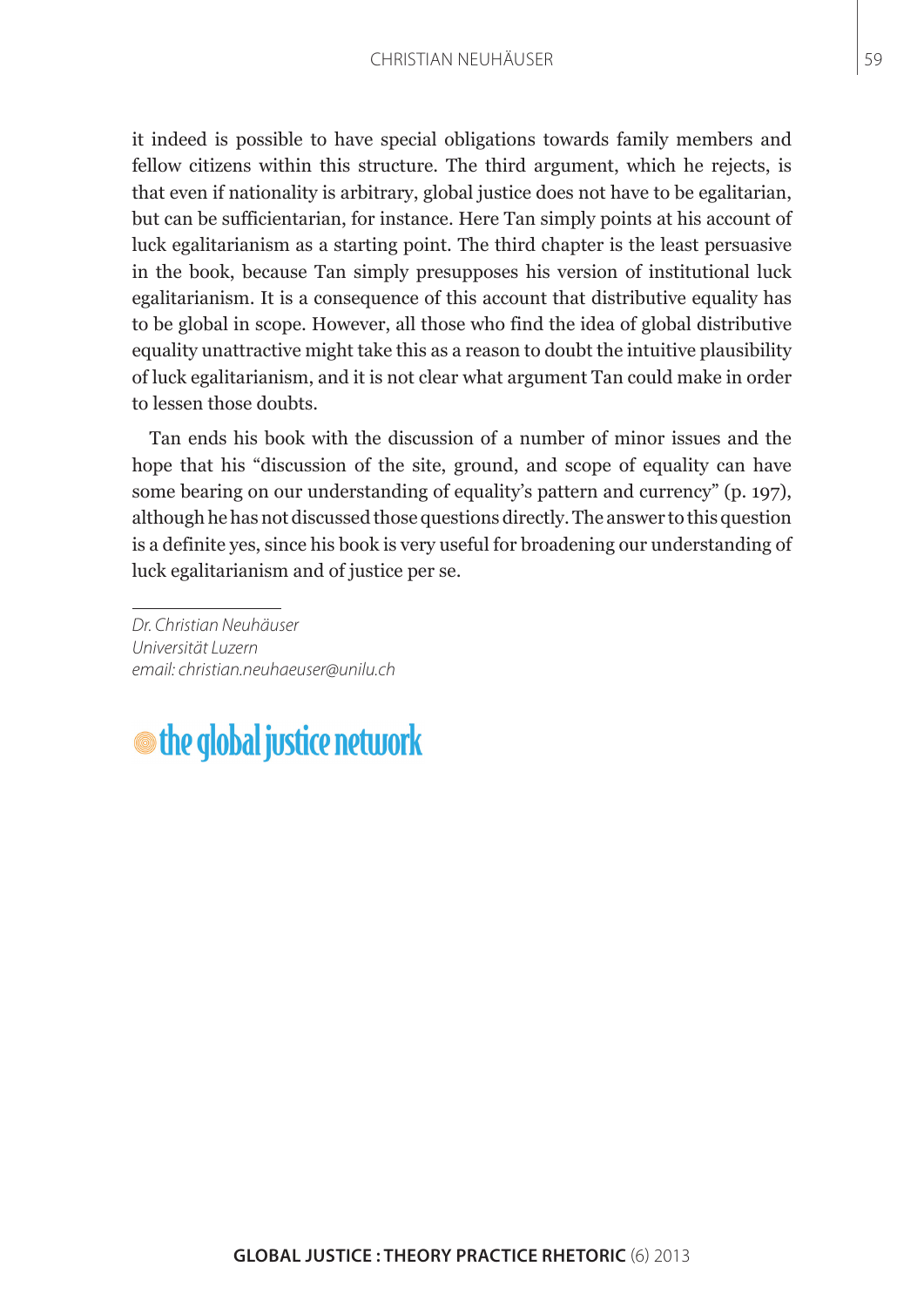it indeed is possible to have special obligations towards family members and fellow citizens within this structure. The third argument, which he rejects, is that even if nationality is arbitrary, global justice does not have to be egalitarian, but can be sufficientarian, for instance. Here Tan simply points at his account of luck egalitarianism as a starting point. The third chapter is the least persuasive in the book, because Tan simply presupposes his version of institutional luck egalitarianism. It is a consequence of this account that distributive equality has to be global in scope. However, all those who find the idea of global distributive equality unattractive might take this as a reason to doubt the intuitive plausibility of luck egalitarianism, and it is not clear what argument Tan could make in order to lessen those doubts.

Tan ends his book with the discussion of a number of minor issues and the hope that his "discussion of the site, ground, and scope of equality can have some bearing on our understanding of equality's pattern and currency" (p. 197), although he has not discussed those questions directly. The answer to this question is a definite yes, since his book is very useful for broadening our understanding of luck egalitarianism and of justice per se.

---

*Dr. Christian Neuhäuser*
*Universität Luzern*
*email: christian.neuhaeuser@unilu.ch*

the global justice network